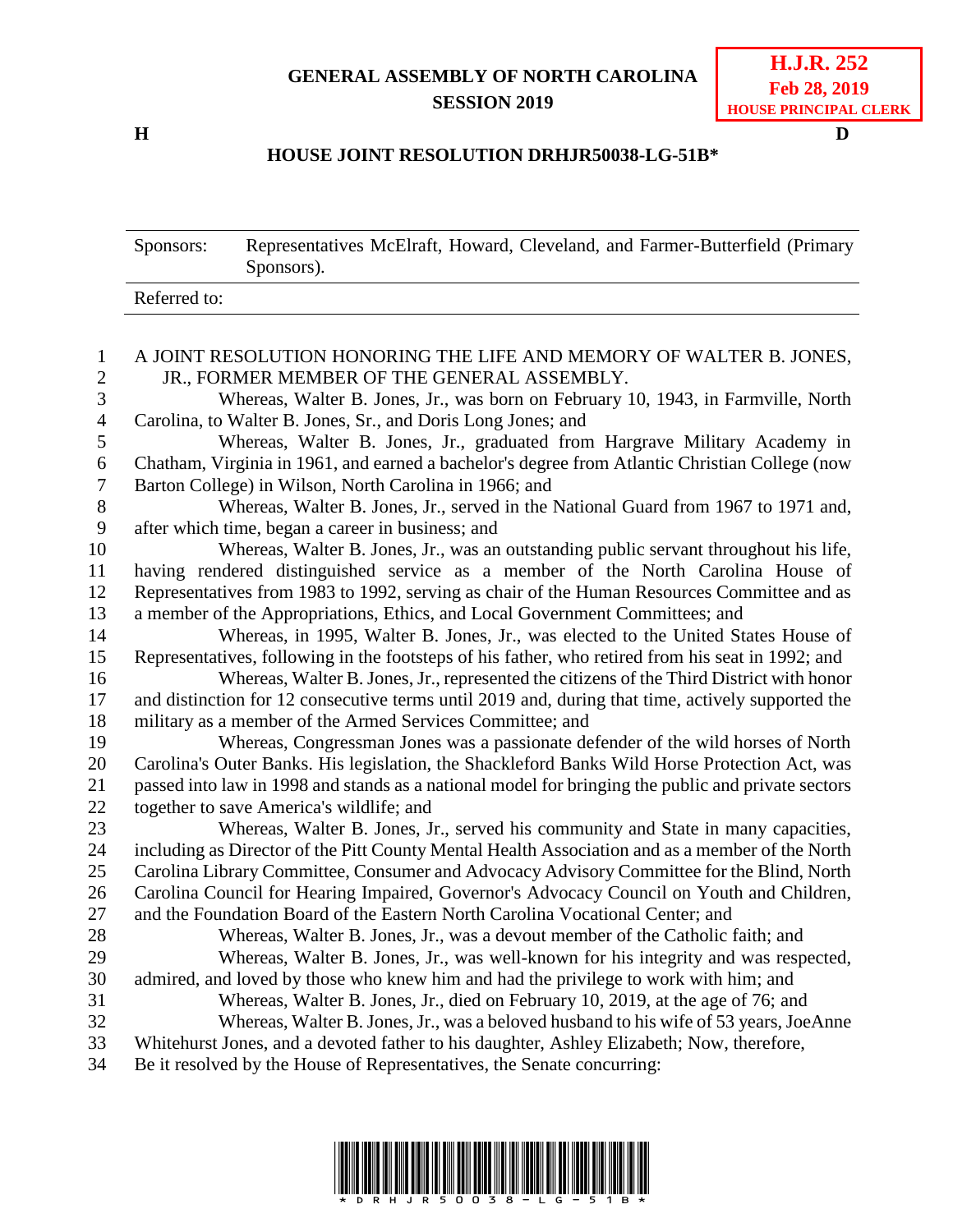**GENERAL ASSEMBLY OF NORTH CAROLINA**
**SESSION 2019**

**H.J.R. 252**
**Feb 28, 2019**
**HOUSE PRINCIPAL CLERK**

**H** **D**

**HOUSE JOINT RESOLUTION DRHJR50038-LG-51B***

| Sponsors: | Representatives McElraft, Howard, Cleveland, and Farmer-Butterfield (Primary Sponsors). |
|---|---|
| Referred to: | |

A JOINT RESOLUTION HONORING THE LIFE AND MEMORY OF WALTER B. JONES, JR., FORMER MEMBER OF THE GENERAL ASSEMBLY.

Whereas, Walter B. Jones, Jr., was born on February 10, 1943, in Farmville, North Carolina, to Walter B. Jones, Sr., and Doris Long Jones; and

Whereas, Walter B. Jones, Jr., graduated from Hargrave Military Academy in Chatham, Virginia in 1961, and earned a bachelor's degree from Atlantic Christian College (now Barton College) in Wilson, North Carolina in 1966; and

Whereas, Walter B. Jones, Jr., served in the National Guard from 1967 to 1971 and, after which time, began a career in business; and

Whereas, Walter B. Jones, Jr., was an outstanding public servant throughout his life, having rendered distinguished service as a member of the North Carolina House of Representatives from 1983 to 1992, serving as chair of the Human Resources Committee and as a member of the Appropriations, Ethics, and Local Government Committees; and

Whereas, in 1995, Walter B. Jones, Jr., was elected to the United States House of Representatives, following in the footsteps of his father, who retired from his seat in 1992; and

Whereas, Walter B. Jones, Jr., represented the citizens of the Third District with honor and distinction for 12 consecutive terms until 2019 and, during that time, actively supported the military as a member of the Armed Services Committee; and

Whereas, Congressman Jones was a passionate defender of the wild horses of North Carolina's Outer Banks. His legislation, the Shackleford Banks Wild Horse Protection Act, was passed into law in 1998 and stands as a national model for bringing the public and private sectors together to save America's wildlife; and

Whereas, Walter B. Jones, Jr., served his community and State in many capacities, including as Director of the Pitt County Mental Health Association and as a member of the North Carolina Library Committee, Consumer and Advocacy Advisory Committee for the Blind, North Carolina Council for Hearing Impaired, Governor's Advocacy Council on Youth and Children, and the Foundation Board of the Eastern North Carolina Vocational Center; and

Whereas, Walter B. Jones, Jr., was a devout member of the Catholic faith; and

Whereas, Walter B. Jones, Jr., was well-known for his integrity and was respected, admired, and loved by those who knew him and had the privilege to work with him; and

Whereas, Walter B. Jones, Jr., died on February 10, 2019, at the age of 76; and

Whereas, Walter B. Jones, Jr., was a beloved husband to his wife of 53 years, JoeAnne Whitehurst Jones, and a devoted father to his daughter, Ashley Elizabeth; Now, therefore,

Be it resolved by the House of Representatives, the Senate concurring:

*DRHJR50038-LG-51B*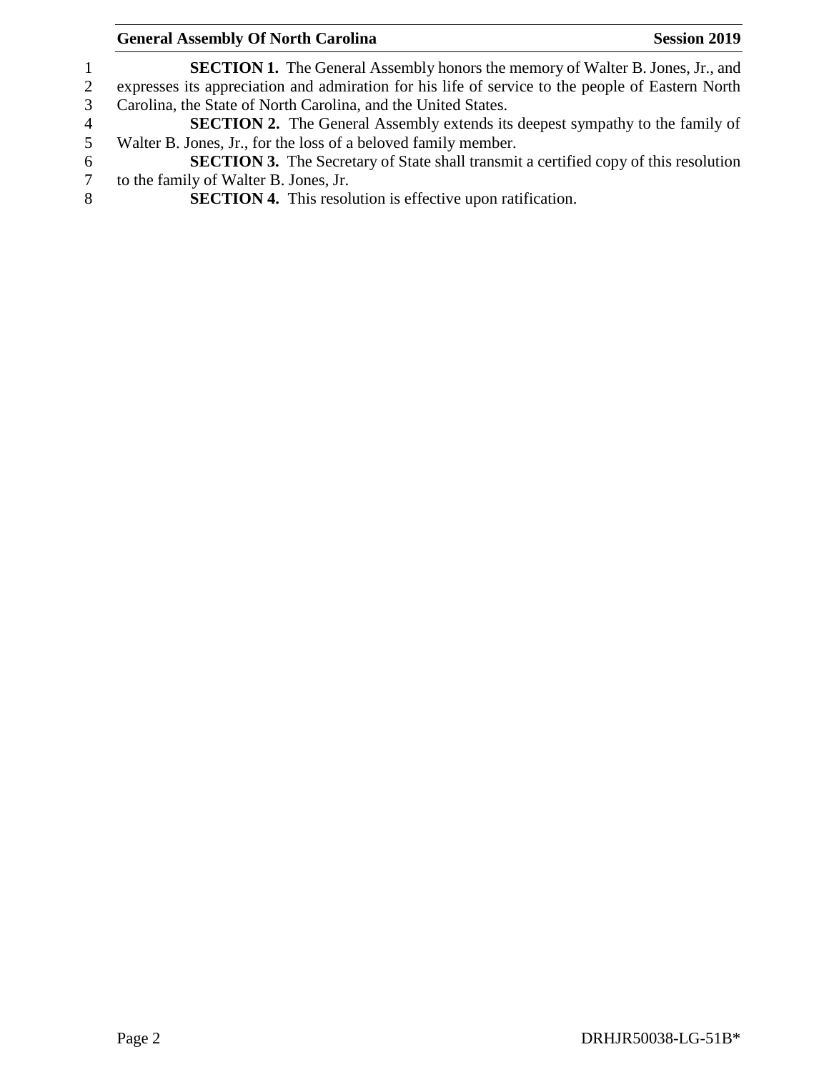**SECTION 1.** The General Assembly honors the memory of Walter B. Jones, Jr., and expresses its appreciation and admiration for his life of service to the people of Eastern North Carolina, the State of North Carolina, and the United States.

**SECTION 2.** The General Assembly extends its deepest sympathy to the family of Walter B. Jones, Jr., for the loss of a beloved family member.

**SECTION 3.** The Secretary of State shall transmit a certified copy of this resolution to the family of Walter B. Jones, Jr.

**SECTION 4.** This resolution is effective upon ratification.